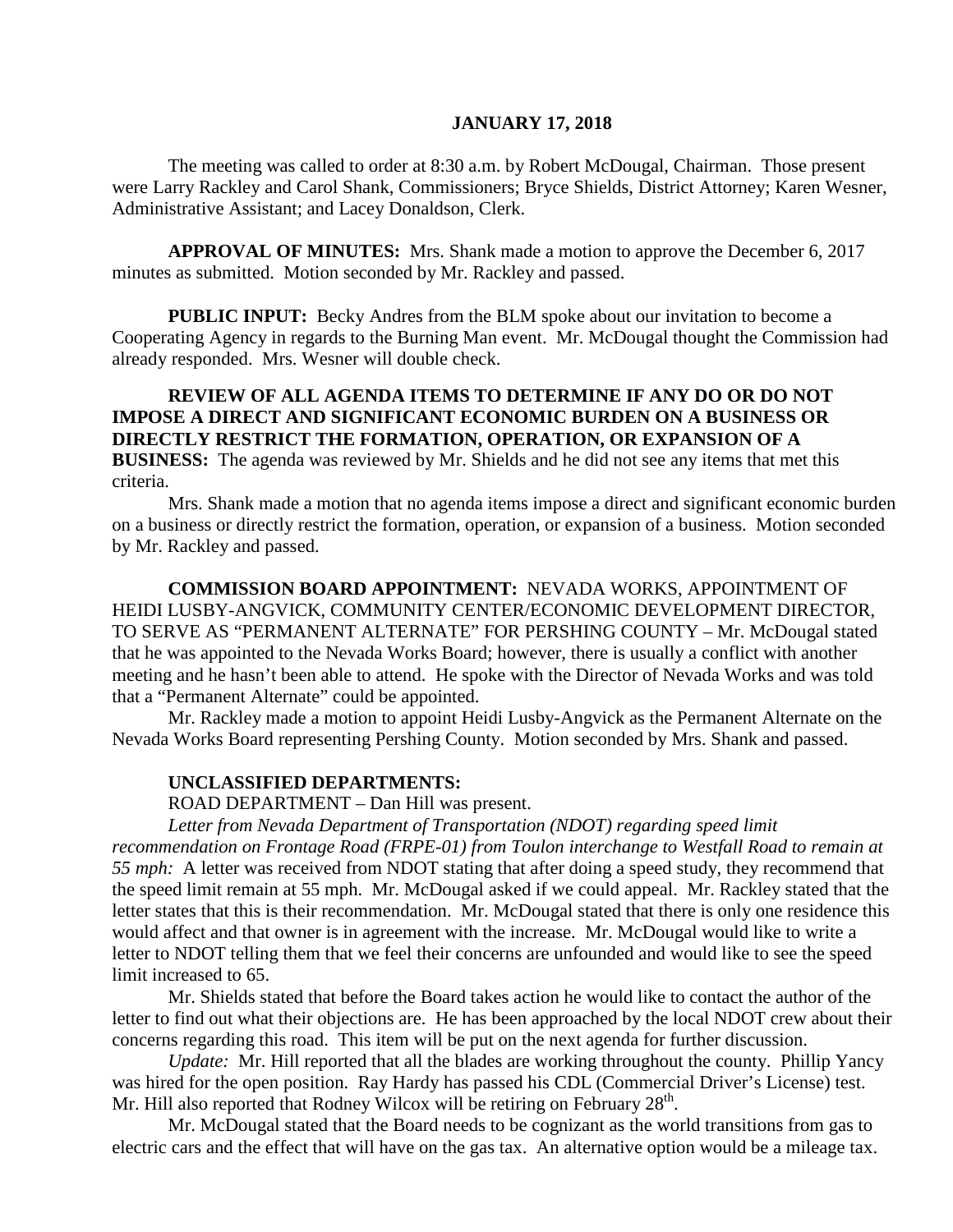**JANUARY 17, 2018**

The meeting was called to order at 8:30 a.m. by Robert McDougal, Chairman. Those present were Larry Rackley and Carol Shank, Commissioners; Bryce Shields, District Attorney; Karen Wesner, Administrative Assistant; and Lacey Donaldson, Clerk.

**APPROVAL OF MINUTES:** Mrs. Shank made a motion to approve the December 6, 2017 minutes as submitted. Motion seconded by Mr. Rackley and passed.

**PUBLIC INPUT:** Becky Andres from the BLM spoke about our invitation to become a Cooperating Agency in regards to the Burning Man event. Mr. McDougal thought the Commission had already responded. Mrs. Wesner will double check.

**REVIEW OF ALL AGENDA ITEMS TO DETERMINE IF ANY DO OR DO NOT IMPOSE A DIRECT AND SIGNIFICANT ECONOMIC BURDEN ON A BUSINESS OR DIRECTLY RESTRICT THE FORMATION, OPERATION, OR EXPANSION OF A BUSINESS:** The agenda was reviewed by Mr. Shields and he did not see any items that met this criteria.

Mrs. Shank made a motion that no agenda items impose a direct and significant economic burden on a business or directly restrict the formation, operation, or expansion of a business. Motion seconded by Mr. Rackley and passed.

**COMMISSION BOARD APPOINTMENT:** NEVADA WORKS, APPOINTMENT OF HEIDI LUSBY-ANGVICK, COMMUNITY CENTER/ECONOMIC DEVELOPMENT DIRECTOR, TO SERVE AS "PERMANENT ALTERNATE" FOR PERSHING COUNTY – Mr. McDougal stated that he was appointed to the Nevada Works Board; however, there is usually a conflict with another meeting and he hasn't been able to attend. He spoke with the Director of Nevada Works and was told that a "Permanent Alternate" could be appointed.

Mr. Rackley made a motion to appoint Heidi Lusby-Angvick as the Permanent Alternate on the Nevada Works Board representing Pershing County. Motion seconded by Mrs. Shank and passed.

**UNCLASSIFIED DEPARTMENTS:**

ROAD DEPARTMENT – Dan Hill was present.

*Letter from Nevada Department of Transportation (NDOT) regarding speed limit recommendation on Frontage Road (FRPE-01) from Toulon interchange to Westfall Road to remain at 55 mph:* A letter was received from NDOT stating that after doing a speed study, they recommend that the speed limit remain at 55 mph. Mr. McDougal asked if we could appeal. Mr. Rackley stated that the letter states that this is their recommendation. Mr. McDougal stated that there is only one residence this would affect and that owner is in agreement with the increase. Mr. McDougal would like to write a letter to NDOT telling them that we feel their concerns are unfounded and would like to see the speed limit increased to 65.

Mr. Shields stated that before the Board takes action he would like to contact the author of the letter to find out what their objections are. He has been approached by the local NDOT crew about their concerns regarding this road. This item will be put on the next agenda for further discussion.

*Update:* Mr. Hill reported that all the blades are working throughout the county. Phillip Yancy was hired for the open position. Ray Hardy has passed his CDL (Commercial Driver's License) test. Mr. Hill also reported that Rodney Wilcox will be retiring on February 28th.

Mr. McDougal stated that the Board needs to be cognizant as the world transitions from gas to electric cars and the effect that will have on the gas tax. An alternative option would be a mileage tax.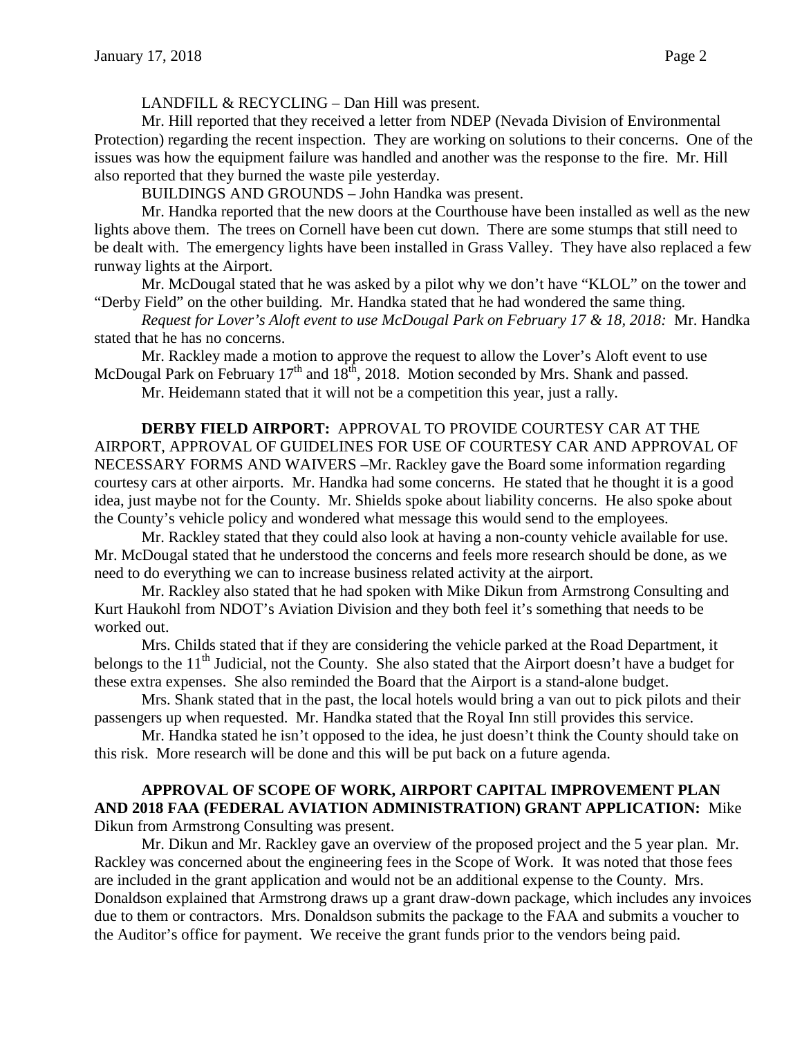LANDFILL & RECYCLING – Dan Hill was present.

Mr. Hill reported that they received a letter from NDEP (Nevada Division of Environmental Protection) regarding the recent inspection. They are working on solutions to their concerns. One of the issues was how the equipment failure was handled and another was the response to the fire. Mr. Hill also reported that they burned the waste pile yesterday.

BUILDINGS AND GROUNDS – John Handka was present.

Mr. Handka reported that the new doors at the Courthouse have been installed as well as the new lights above them. The trees on Cornell have been cut down. There are some stumps that still need to be dealt with. The emergency lights have been installed in Grass Valley. They have also replaced a few runway lights at the Airport.

Mr. McDougal stated that he was asked by a pilot why we don't have "KLOL" on the tower and "Derby Field" on the other building. Mr. Handka stated that he had wondered the same thing.

*Request for Lover's Aloft event to use McDougal Park on February 17 & 18, 2018:* Mr. Handka stated that he has no concerns.

Mr. Rackley made a motion to approve the request to allow the Lover's Aloft event to use McDougal Park on February 17th and 18th, 2018. Motion seconded by Mrs. Shank and passed.

Mr. Heidemann stated that it will not be a competition this year, just a rally.

**DERBY FIELD AIRPORT:** APPROVAL TO PROVIDE COURTESY CAR AT THE AIRPORT, APPROVAL OF GUIDELINES FOR USE OF COURTESY CAR AND APPROVAL OF NECESSARY FORMS AND WAIVERS –Mr. Rackley gave the Board some information regarding courtesy cars at other airports. Mr. Handka had some concerns. He stated that he thought it is a good idea, just maybe not for the County. Mr. Shields spoke about liability concerns. He also spoke about the County's vehicle policy and wondered what message this would send to the employees.

Mr. Rackley stated that they could also look at having a non-county vehicle available for use. Mr. McDougal stated that he understood the concerns and feels more research should be done, as we need to do everything we can to increase business related activity at the airport.

Mr. Rackley also stated that he had spoken with Mike Dikun from Armstrong Consulting and Kurt Haukohl from NDOT's Aviation Division and they both feel it's something that needs to be worked out.

Mrs. Childs stated that if they are considering the vehicle parked at the Road Department, it belongs to the 11th Judicial, not the County. She also stated that the Airport doesn't have a budget for these extra expenses. She also reminded the Board that the Airport is a stand-alone budget.

Mrs. Shank stated that in the past, the local hotels would bring a van out to pick pilots and their passengers up when requested. Mr. Handka stated that the Royal Inn still provides this service.

Mr. Handka stated he isn't opposed to the idea, he just doesn't think the County should take on this risk. More research will be done and this will be put back on a future agenda.

**APPROVAL OF SCOPE OF WORK, AIRPORT CAPITAL IMPROVEMENT PLAN AND 2018 FAA (FEDERAL AVIATION ADMINISTRATION) GRANT APPLICATION:** Mike Dikun from Armstrong Consulting was present.

Mr. Dikun and Mr. Rackley gave an overview of the proposed project and the 5 year plan. Mr. Rackley was concerned about the engineering fees in the Scope of Work. It was noted that those fees are included in the grant application and would not be an additional expense to the County. Mrs. Donaldson explained that Armstrong draws up a grant draw-down package, which includes any invoices due to them or contractors. Mrs. Donaldson submits the package to the FAA and submits a voucher to the Auditor's office for payment. We receive the grant funds prior to the vendors being paid.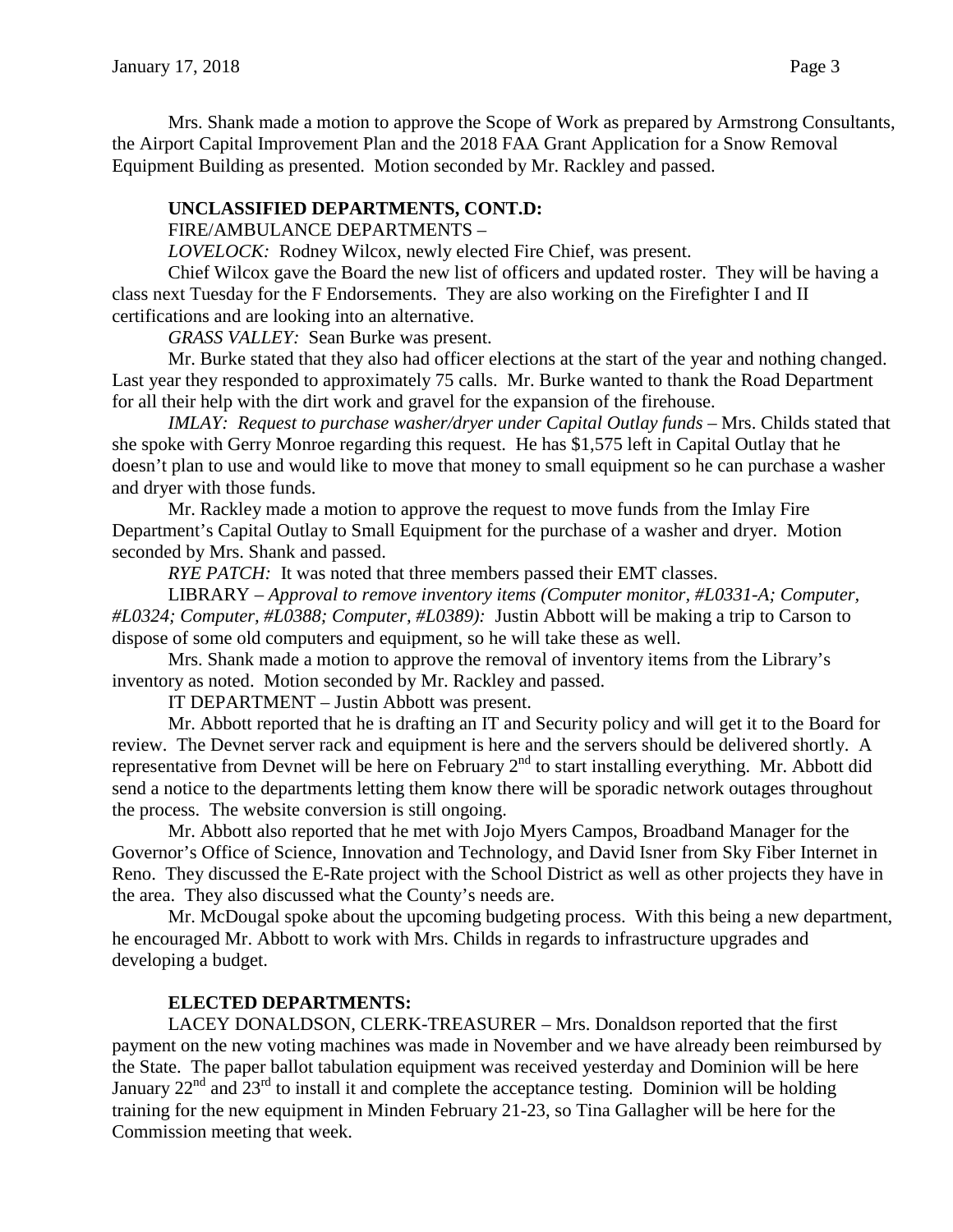Mrs. Shank made a motion to approve the Scope of Work as prepared by Armstrong Consultants, the Airport Capital Improvement Plan and the 2018 FAA Grant Application for a Snow Removal Equipment Building as presented. Motion seconded by Mr. Rackley and passed.

**UNCLASSIFIED DEPARTMENTS, CONT.D:**

FIRE/AMBULANCE DEPARTMENTS –

*LOVELOCK:* Rodney Wilcox, newly elected Fire Chief, was present.

Chief Wilcox gave the Board the new list of officers and updated roster. They will be having a class next Tuesday for the F Endorsements. They are also working on the Firefighter I and II certifications and are looking into an alternative.

*GRASS VALLEY:* Sean Burke was present.

Mr. Burke stated that they also had officer elections at the start of the year and nothing changed. Last year they responded to approximately 75 calls. Mr. Burke wanted to thank the Road Department for all their help with the dirt work and gravel for the expansion of the firehouse.

*IMLAY: Request to purchase washer/dryer under Capital Outlay funds* – Mrs. Childs stated that she spoke with Gerry Monroe regarding this request. He has $1,575 left in Capital Outlay that he doesn't plan to use and would like to move that money to small equipment so he can purchase a washer and dryer with those funds.

Mr. Rackley made a motion to approve the request to move funds from the Imlay Fire Department's Capital Outlay to Small Equipment for the purchase of a washer and dryer. Motion seconded by Mrs. Shank and passed.

*RYE PATCH:* It was noted that three members passed their EMT classes.

LIBRARY – *Approval to remove inventory items (Computer monitor, #L0331-A; Computer, #L0324; Computer, #L0388; Computer, #L0389):* Justin Abbott will be making a trip to Carson to dispose of some old computers and equipment, so he will take these as well.

Mrs. Shank made a motion to approve the removal of inventory items from the Library's inventory as noted. Motion seconded by Mr. Rackley and passed.

IT DEPARTMENT – Justin Abbott was present.

Mr. Abbott reported that he is drafting an IT and Security policy and will get it to the Board for review. The Devnet server rack and equipment is here and the servers should be delivered shortly. A representative from Devnet will be here on February 2nd to start installing everything. Mr. Abbott did send a notice to the departments letting them know there will be sporadic network outages throughout the process. The website conversion is still ongoing.

Mr. Abbott also reported that he met with Jojo Myers Campos, Broadband Manager for the Governor's Office of Science, Innovation and Technology, and David Isner from Sky Fiber Internet in Reno. They discussed the E-Rate project with the School District as well as other projects they have in the area. They also discussed what the County's needs are.

Mr. McDougal spoke about the upcoming budgeting process. With this being a new department, he encouraged Mr. Abbott to work with Mrs. Childs in regards to infrastructure upgrades and developing a budget.

**ELECTED DEPARTMENTS:**

LACEY DONALDSON, CLERK-TREASURER – Mrs. Donaldson reported that the first payment on the new voting machines was made in November and we have already been reimbursed by the State. The paper ballot tabulation equipment was received yesterday and Dominion will be here January 22nd and 23rd to install it and complete the acceptance testing. Dominion will be holding training for the new equipment in Minden February 21-23, so Tina Gallagher will be here for the Commission meeting that week.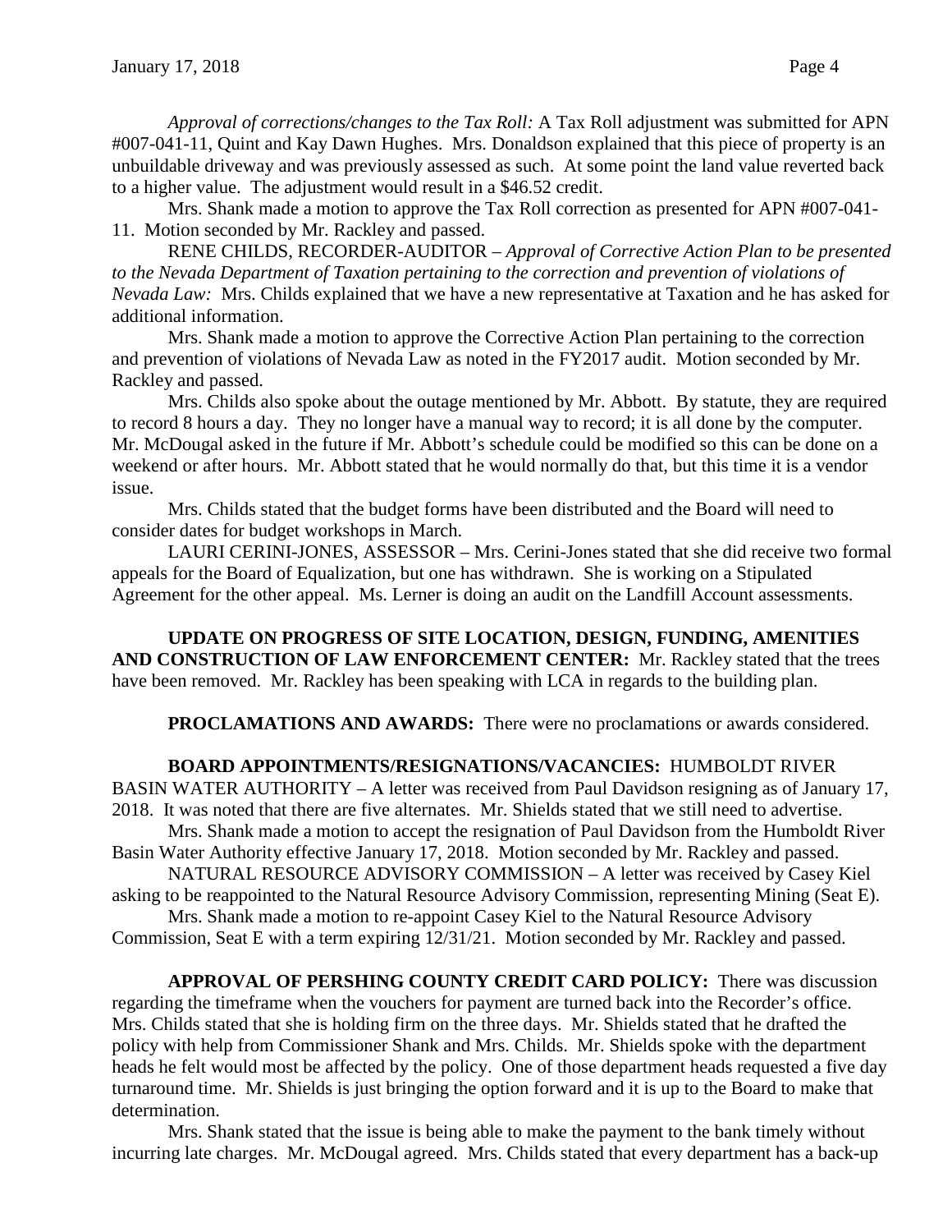*Approval of corrections/changes to the Tax Roll:* A Tax Roll adjustment was submitted for APN #007-041-11, Quint and Kay Dawn Hughes. Mrs. Donaldson explained that this piece of property is an unbuildable driveway and was previously assessed as such. At some point the land value reverted back to a higher value. The adjustment would result in a $46.52 credit.

Mrs. Shank made a motion to approve the Tax Roll correction as presented for APN #007-041-11. Motion seconded by Mr. Rackley and passed.

RENE CHILDS, RECORDER-AUDITOR – *Approval of Corrective Action Plan to be presented to the Nevada Department of Taxation pertaining to the correction and prevention of violations of Nevada Law:* Mrs. Childs explained that we have a new representative at Taxation and he has asked for additional information.

Mrs. Shank made a motion to approve the Corrective Action Plan pertaining to the correction and prevention of violations of Nevada Law as noted in the FY2017 audit. Motion seconded by Mr. Rackley and passed.

Mrs. Childs also spoke about the outage mentioned by Mr. Abbott. By statute, they are required to record 8 hours a day. They no longer have a manual way to record; it is all done by the computer. Mr. McDougal asked in the future if Mr. Abbott's schedule could be modified so this can be done on a weekend or after hours. Mr. Abbott stated that he would normally do that, but this time it is a vendor issue.

Mrs. Childs stated that the budget forms have been distributed and the Board will need to consider dates for budget workshops in March.

LAURI CERINI-JONES, ASSESSOR – Mrs. Cerini-Jones stated that she did receive two formal appeals for the Board of Equalization, but one has withdrawn. She is working on a Stipulated Agreement for the other appeal. Ms. Lerner is doing an audit on the Landfill Account assessments.

**UPDATE ON PROGRESS OF SITE LOCATION, DESIGN, FUNDING, AMENITIES AND CONSTRUCTION OF LAW ENFORCEMENT CENTER:** Mr. Rackley stated that the trees have been removed. Mr. Rackley has been speaking with LCA in regards to the building plan.

**PROCLAMATIONS AND AWARDS:** There were no proclamations or awards considered.

**BOARD APPOINTMENTS/RESIGNATIONS/VACANCIES:** HUMBOLDT RIVER BASIN WATER AUTHORITY – A letter was received from Paul Davidson resigning as of January 17, 2018. It was noted that there are five alternates. Mr. Shields stated that we still need to advertise.

Mrs. Shank made a motion to accept the resignation of Paul Davidson from the Humboldt River Basin Water Authority effective January 17, 2018. Motion seconded by Mr. Rackley and passed.

NATURAL RESOURCE ADVISORY COMMISSION – A letter was received by Casey Kiel asking to be reappointed to the Natural Resource Advisory Commission, representing Mining (Seat E).

Mrs. Shank made a motion to re-appoint Casey Kiel to the Natural Resource Advisory Commission, Seat E with a term expiring 12/31/21. Motion seconded by Mr. Rackley and passed.

**APPROVAL OF PERSHING COUNTY CREDIT CARD POLICY:** There was discussion regarding the timeframe when the vouchers for payment are turned back into the Recorder's office. Mrs. Childs stated that she is holding firm on the three days. Mr. Shields stated that he drafted the policy with help from Commissioner Shank and Mrs. Childs. Mr. Shields spoke with the department heads he felt would most be affected by the policy. One of those department heads requested a five day turnaround time. Mr. Shields is just bringing the option forward and it is up to the Board to make that determination.

Mrs. Shank stated that the issue is being able to make the payment to the bank timely without incurring late charges. Mr. McDougal agreed. Mrs. Childs stated that every department has a back-up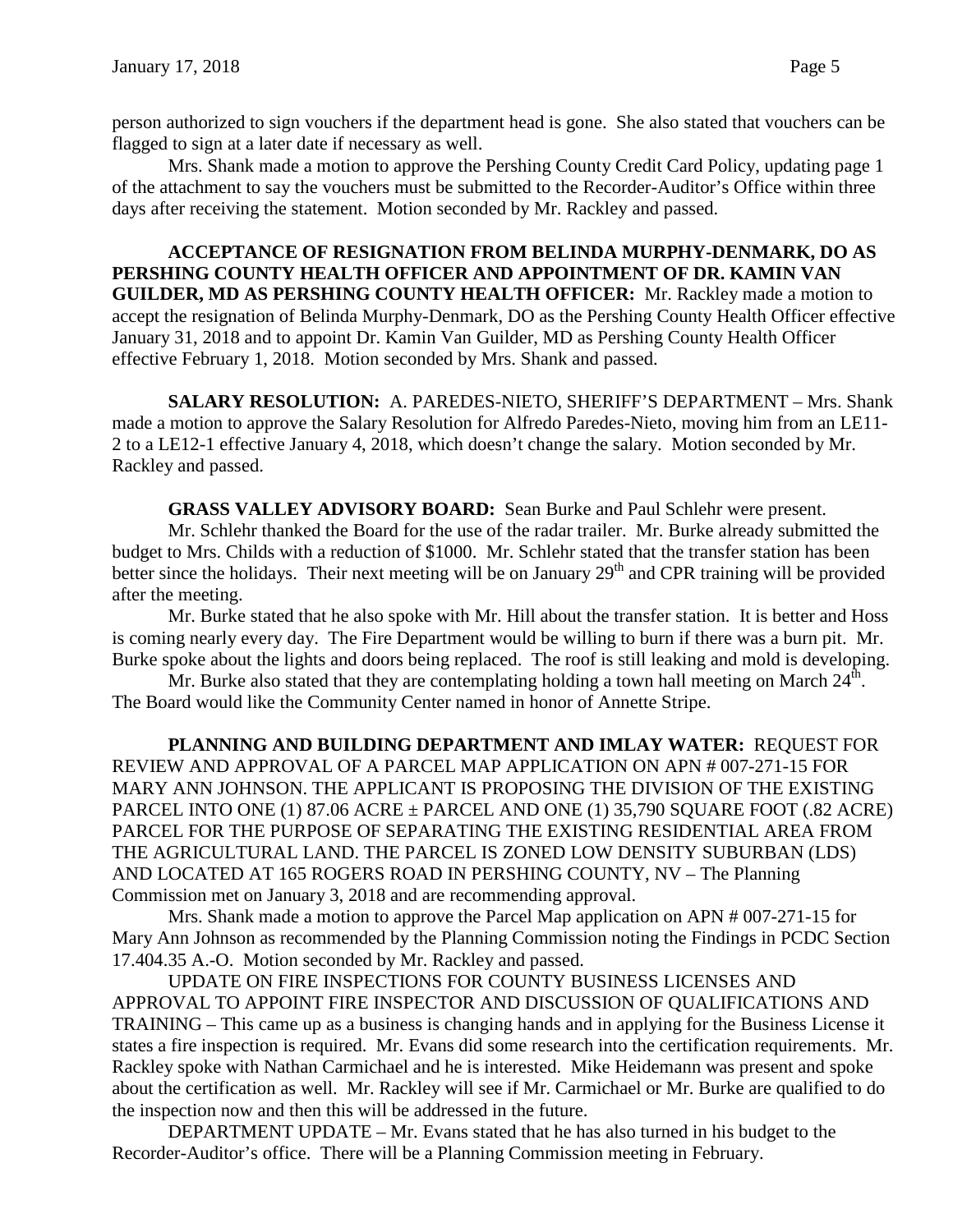person authorized to sign vouchers if the department head is gone. She also stated that vouchers can be flagged to sign at a later date if necessary as well.

Mrs. Shank made a motion to approve the Pershing County Credit Card Policy, updating page 1 of the attachment to say the vouchers must be submitted to the Recorder-Auditor's Office within three days after receiving the statement. Motion seconded by Mr. Rackley and passed.

**ACCEPTANCE OF RESIGNATION FROM BELINDA MURPHY-DENMARK, DO AS PERSHING COUNTY HEALTH OFFICER AND APPOINTMENT OF DR. KAMIN VAN GUILDER, MD AS PERSHING COUNTY HEALTH OFFICER:** Mr. Rackley made a motion to accept the resignation of Belinda Murphy-Denmark, DO as the Pershing County Health Officer effective January 31, 2018 and to appoint Dr. Kamin Van Guilder, MD as Pershing County Health Officer effective February 1, 2018. Motion seconded by Mrs. Shank and passed.

**SALARY RESOLUTION:** A. PAREDES-NIETO, SHERIFF'S DEPARTMENT – Mrs. Shank made a motion to approve the Salary Resolution for Alfredo Paredes-Nieto, moving him from an LE11-2 to a LE12-1 effective January 4, 2018, which doesn't change the salary. Motion seconded by Mr. Rackley and passed.

**GRASS VALLEY ADVISORY BOARD:** Sean Burke and Paul Schlehr were present.

Mr. Schlehr thanked the Board for the use of the radar trailer. Mr. Burke already submitted the budget to Mrs. Childs with a reduction of $1000. Mr. Schlehr stated that the transfer station has been better since the holidays. Their next meeting will be on January 29th and CPR training will be provided after the meeting.

Mr. Burke stated that he also spoke with Mr. Hill about the transfer station. It is better and Hoss is coming nearly every day. The Fire Department would be willing to burn if there was a burn pit. Mr. Burke spoke about the lights and doors being replaced. The roof is still leaking and mold is developing.

Mr. Burke also stated that they are contemplating holding a town hall meeting on March 24th. The Board would like the Community Center named in honor of Annette Stripe.

**PLANNING AND BUILDING DEPARTMENT AND IMLAY WATER:** REQUEST FOR REVIEW AND APPROVAL OF A PARCEL MAP APPLICATION ON APN # 007-271-15 FOR MARY ANN JOHNSON. THE APPLICANT IS PROPOSING THE DIVISION OF THE EXISTING PARCEL INTO ONE (1) 87.06 ACRE ± PARCEL AND ONE (1) 35,790 SQUARE FOOT (.82 ACRE) PARCEL FOR THE PURPOSE OF SEPARATING THE EXISTING RESIDENTIAL AREA FROM THE AGRICULTURAL LAND. THE PARCEL IS ZONED LOW DENSITY SUBURBAN (LDS) AND LOCATED AT 165 ROGERS ROAD IN PERSHING COUNTY, NV – The Planning Commission met on January 3, 2018 and are recommending approval.

Mrs. Shank made a motion to approve the Parcel Map application on APN # 007-271-15 for Mary Ann Johnson as recommended by the Planning Commission noting the Findings in PCDC Section 17.404.35 A.-O. Motion seconded by Mr. Rackley and passed.

UPDATE ON FIRE INSPECTIONS FOR COUNTY BUSINESS LICENSES AND APPROVAL TO APPOINT FIRE INSPECTOR AND DISCUSSION OF QUALIFICATIONS AND TRAINING – This came up as a business is changing hands and in applying for the Business License it states a fire inspection is required. Mr. Evans did some research into the certification requirements. Mr. Rackley spoke with Nathan Carmichael and he is interested. Mike Heidemann was present and spoke about the certification as well. Mr. Rackley will see if Mr. Carmichael or Mr. Burke are qualified to do the inspection now and then this will be addressed in the future.

DEPARTMENT UPDATE – Mr. Evans stated that he has also turned in his budget to the Recorder-Auditor's office. There will be a Planning Commission meeting in February.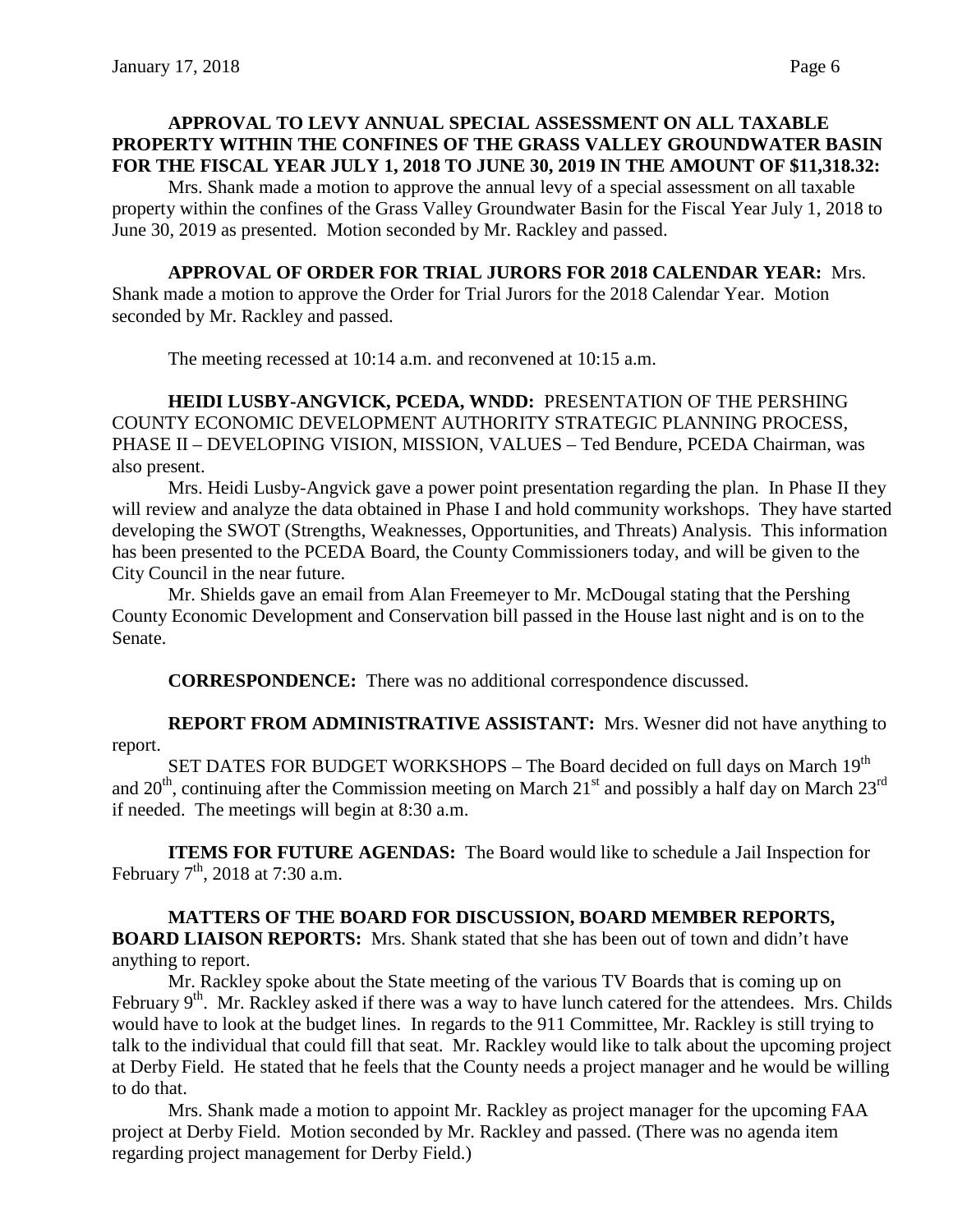**APPROVAL TO LEVY ANNUAL SPECIAL ASSESSMENT ON ALL TAXABLE PROPERTY WITHIN THE CONFINES OF THE GRASS VALLEY GROUNDWATER BASIN FOR THE FISCAL YEAR JULY 1, 2018 TO JUNE 30, 2019 IN THE AMOUNT OF $11,318.32:** Mrs. Shank made a motion to approve the annual levy of a special assessment on all taxable property within the confines of the Grass Valley Groundwater Basin for the Fiscal Year July 1, 2018 to June 30, 2019 as presented. Motion seconded by Mr. Rackley and passed.

**APPROVAL OF ORDER FOR TRIAL JURORS FOR 2018 CALENDAR YEAR:** Mrs. Shank made a motion to approve the Order for Trial Jurors for the 2018 Calendar Year. Motion seconded by Mr. Rackley and passed.

The meeting recessed at 10:14 a.m. and reconvened at 10:15 a.m.

**HEIDI LUSBY-ANGVICK, PCEDA, WNDD:** PRESENTATION OF THE PERSHING COUNTY ECONOMIC DEVELOPMENT AUTHORITY STRATEGIC PLANNING PROCESS, PHASE II – DEVELOPING VISION, MISSION, VALUES – Ted Bendure, PCEDA Chairman, was also present.

Mrs. Heidi Lusby-Angvick gave a power point presentation regarding the plan. In Phase II they will review and analyze the data obtained in Phase I and hold community workshops. They have started developing the SWOT (Strengths, Weaknesses, Opportunities, and Threats) Analysis. This information has been presented to the PCEDA Board, the County Commissioners today, and will be given to the City Council in the near future.

Mr. Shields gave an email from Alan Freemeyer to Mr. McDougal stating that the Pershing County Economic Development and Conservation bill passed in the House last night and is on to the Senate.

**CORRESPONDENCE:** There was no additional correspondence discussed.

**REPORT FROM ADMINISTRATIVE ASSISTANT:** Mrs. Wesner did not have anything to report.

SET DATES FOR BUDGET WORKSHOPS – The Board decided on full days on March 19th and 20th, continuing after the Commission meeting on March 21st and possibly a half day on March 23rd if needed. The meetings will begin at 8:30 a.m.

**ITEMS FOR FUTURE AGENDAS:** The Board would like to schedule a Jail Inspection for February 7th, 2018 at 7:30 a.m.

**MATTERS OF THE BOARD FOR DISCUSSION, BOARD MEMBER REPORTS, BOARD LIAISON REPORTS:** Mrs. Shank stated that she has been out of town and didn't have anything to report.

Mr. Rackley spoke about the State meeting of the various TV Boards that is coming up on February 9th. Mr. Rackley asked if there was a way to have lunch catered for the attendees. Mrs. Childs would have to look at the budget lines. In regards to the 911 Committee, Mr. Rackley is still trying to talk to the individual that could fill that seat. Mr. Rackley would like to talk about the upcoming project at Derby Field. He stated that he feels that the County needs a project manager and he would be willing to do that.

Mrs. Shank made a motion to appoint Mr. Rackley as project manager for the upcoming FAA project at Derby Field. Motion seconded by Mr. Rackley and passed. (There was no agenda item regarding project management for Derby Field.)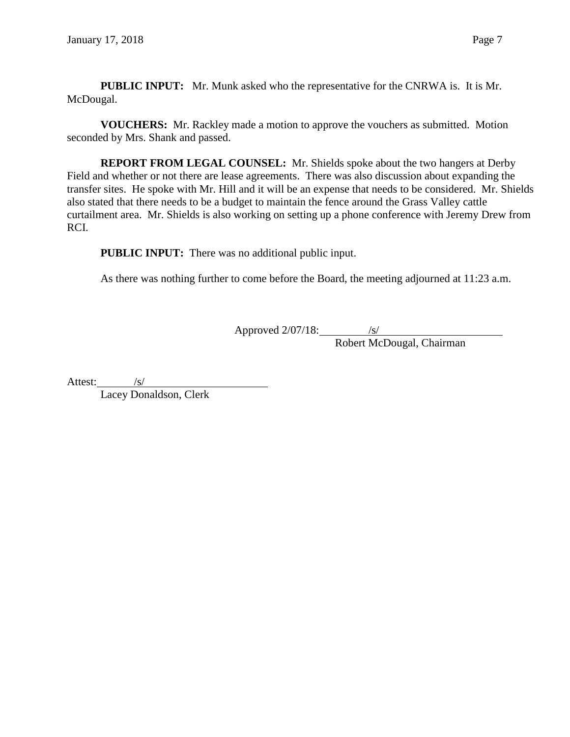**PUBLIC INPUT:** Mr. Munk asked who the representative for the CNRWA is. It is Mr. McDougal.

**VOUCHERS:** Mr. Rackley made a motion to approve the vouchers as submitted. Motion seconded by Mrs. Shank and passed.

**REPORT FROM LEGAL COUNSEL:** Mr. Shields spoke about the two hangers at Derby Field and whether or not there are lease agreements. There was also discussion about expanding the transfer sites. He spoke with Mr. Hill and it will be an expense that needs to be considered. Mr. Shields also stated that there needs to be a budget to maintain the fence around the Grass Valley cattle curtailment area. Mr. Shields is also working on setting up a phone conference with Jeremy Drew from RCI.

**PUBLIC INPUT:** There was no additional public input.

As there was nothing further to come before the Board, the meeting adjourned at 11:23 a.m.

Approved 2/07/18: /s/
Robert McDougal, Chairman

Attest: /s/
Lacey Donaldson, Clerk